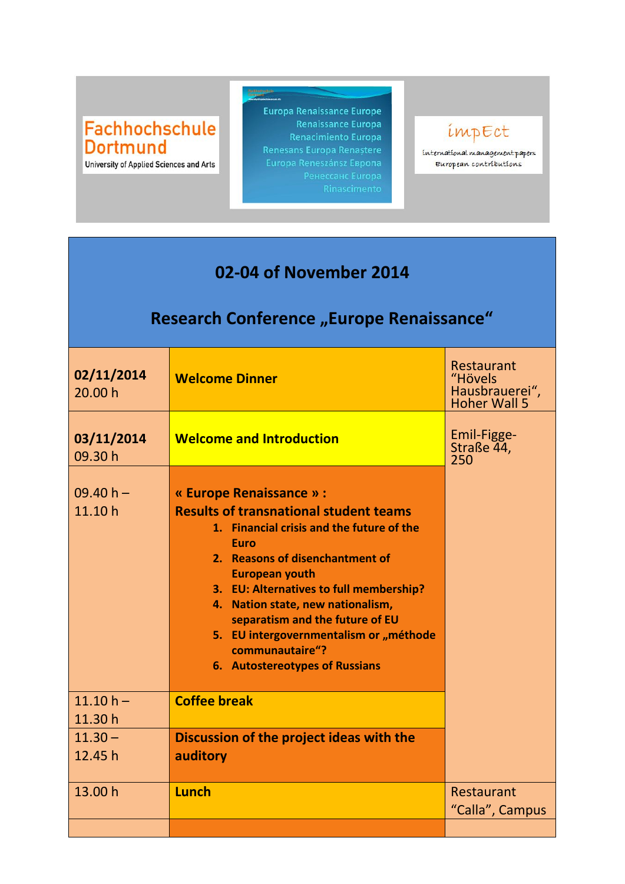Fachhochschule Dortmund
University of Applied Sciences and Arts

Europa Renaissance Europe
Renaissance Europa
Renacimiento Europa
Renesans Europa Renaştere
Europa Reneszánsz Европа
Ренессанс Europa
Rinascimento

impEct
international management papers
European contributions

# 02-04 of November 2014

## Research Conference „Europe Renaissance“

| | | |
|---|---|---|
| **02/11/2014** 20.00 h | **Welcome Dinner** | Restaurant “Hövels Hausbrauerei“, Hoher Wall 5 |
| **03/11/2014** 09.30 h | **Welcome and Introduction** | Emil-Figge-Straße 44, 250 |
| 09.40 h – 11.10 h | **« Europe Renaissance » : Results of transnational student teams** 1. **Financial crisis and the future of the Euro** 2. **Reasons of disenchantment of European youth** 3. **EU: Alternatives to full membership?** 4. **Nation state, new nationalism, separatism and the future of EU** 5. **EU intergovernmentalism or „méthode communautaire“?** 6. **Autostereotypes of Russians** | |
| 11.10 h – 11.30 h | **Coffee break** | |
| 11.30 – 12.45 h | **Discussion of the project ideas with the auditory** | |
| 13.00 h | **Lunch** | Restaurant “Calla”, Campus |
| | | |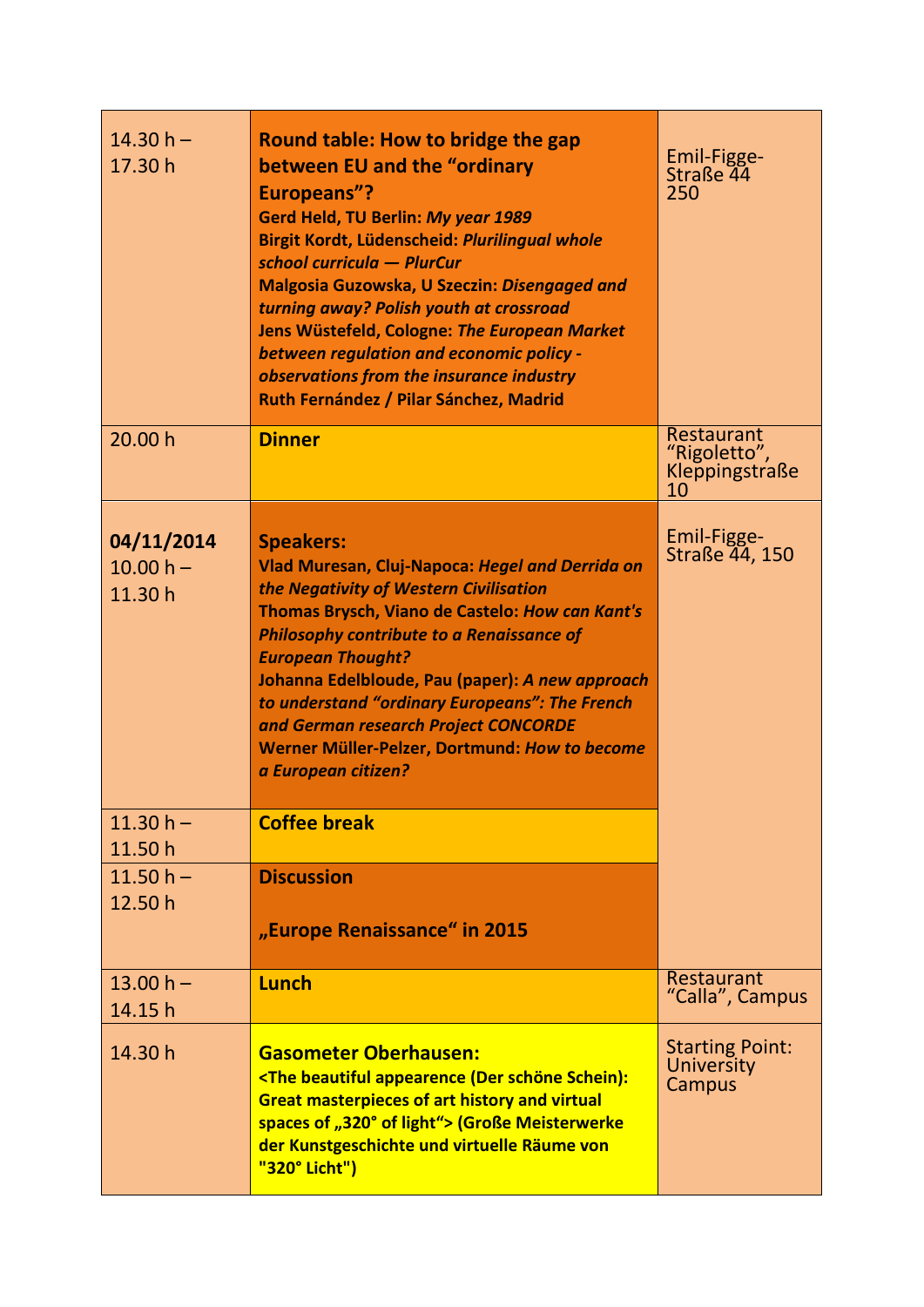| | | |
|---|---|---|
| 14.30 h – 17.30 h | **Round table: How to bridge the gap between EU and the "ordinary Europeans"?**<br>**Gerd Held, TU Berlin:** ***My year 1989***<br>**Birgit Kordt, Lüdenscheid:** ***Plurilingual whole school curricula — PlurCur***<br>**Malgosia Guzowska, U Szeczin:** ***Disengaged and turning away? Polish youth at crossroad***<br>**Jens Wüstefeld, Cologne:** ***The European Market between regulation and economic policy - observations from the insurance industry***<br>**Ruth Fernández / Pilar Sánchez, Madrid** | Emil-Figge-Straße 44 250 |
| 20.00 h | **Dinner** | Restaurant "Rigoletto", Kleppingstraße 10 |
| **04/11/2014** 10.00 h – 11.30 h | **Speakers:**<br>**Vlad Muresan, Cluj-Napoca:** ***Hegel and Derrida on the Negativity of Western Civilisation***<br>**Thomas Brysch, Viano de Castelo:** ***How can Kant's Philosophy contribute to a Renaissance of European Thought?***<br>**Johanna Edelbloude, Pau (paper):** ***A new approach to understand "ordinary Europeans": The French and German research Project CONCORDE***<br>**Werner Müller-Pelzer, Dortmund:** ***How to become a European citizen?*** | Emil-Figge-Straße 44, 150 |
| 11.30 h – 11.50 h | **Coffee break** | |
| 11.50 h – 12.50 h | **Discussion**<br><br>**„Europe Renaissance" in 2015** | |
| 13.00 h – 14.15 h | **Lunch** | Restaurant "Calla", Campus |
| 14.30 h | **Gasometer Oberhausen:**<br>**<The beautiful appearence (Der schöne Schein): Great masterpieces of art history and virtual spaces of „320° of light"> (Große Meisterwerke der Kunstgeschichte und virtuelle Räume von "320° Licht")** | Starting Point: University Campus |